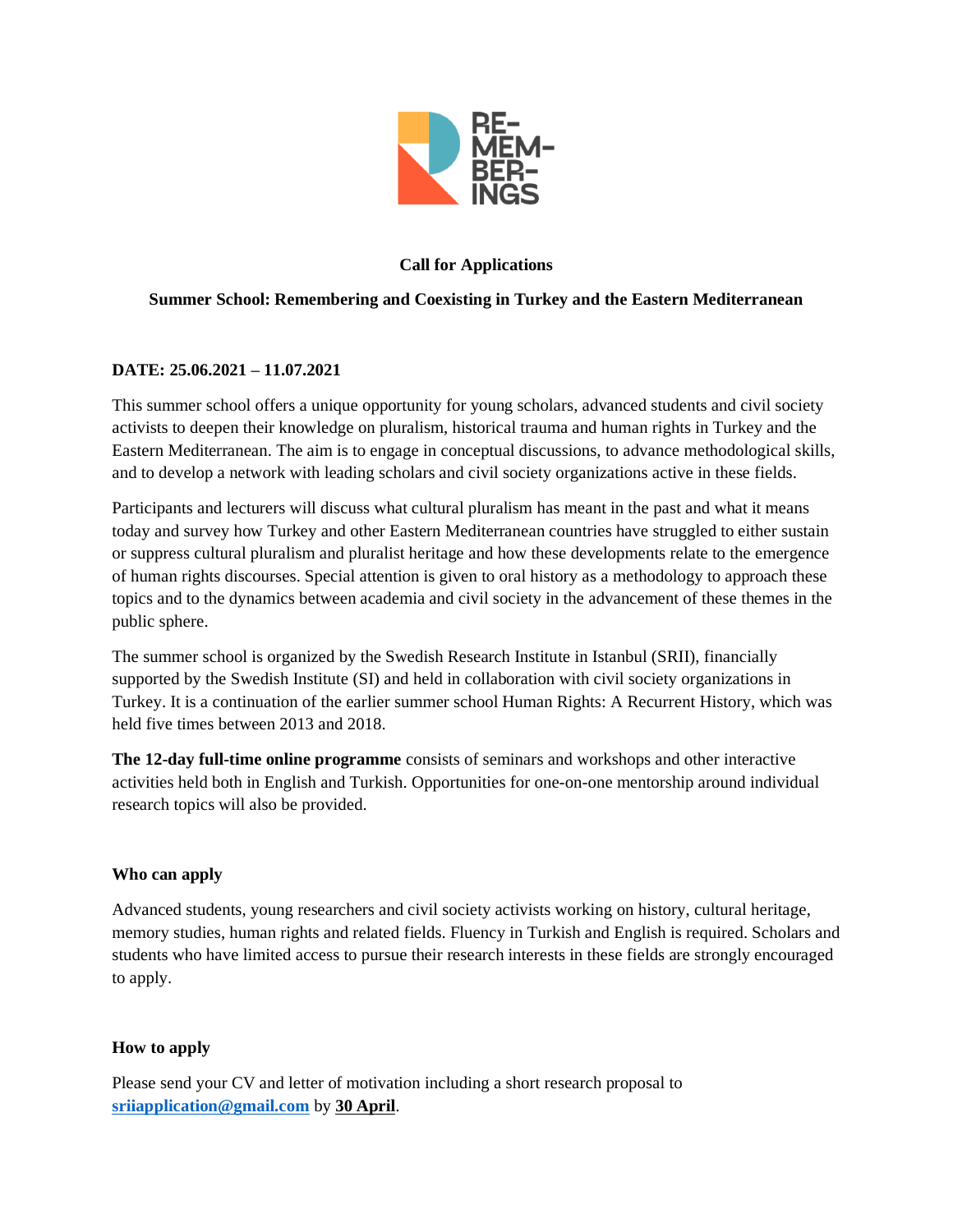RE-
MEM-
BER-
INGS

**Call for Applications**

**Summer School: Remembering and Coexisting in Turkey and the Eastern Mediterranean**

**DATE: 25.06.2021 – 11.07.2021**

This summer school offers a unique opportunity for young scholars, advanced students and civil society activists to deepen their knowledge on pluralism, historical trauma and human rights in Turkey and the Eastern Mediterranean. The aim is to engage in conceptual discussions, to advance methodological skills, and to develop a network with leading scholars and civil society organizations active in these fields.

Participants and lecturers will discuss what cultural pluralism has meant in the past and what it means today and survey how Turkey and other Eastern Mediterranean countries have struggled to either sustain or suppress cultural pluralism and pluralist heritage and how these developments relate to the emergence of human rights discourses. Special attention is given to oral history as a methodology to approach these topics and to the dynamics between academia and civil society in the advancement of these themes in the public sphere.

The summer school is organized by the Swedish Research Institute in Istanbul (SRII), financially supported by the Swedish Institute (SI) and held in collaboration with civil society organizations in Turkey. It is a continuation of the earlier summer school Human Rights: A Recurrent History, which was held five times between 2013 and 2018.

**The 12-day full-time online programme** consists of seminars and workshops and other interactive activities held both in English and Turkish. Opportunities for one-on-one mentorship around individual research topics will also be provided.

**Who can apply**

Advanced students, young researchers and civil society activists working on history, cultural heritage, memory studies, human rights and related fields. Fluency in Turkish and English is required. Scholars and students who have limited access to pursue their research interests in these fields are strongly encouraged to apply.

**How to apply**

Please send your CV and letter of motivation including a short research proposal to **sriiapplication@gmail.com** by **30 April**.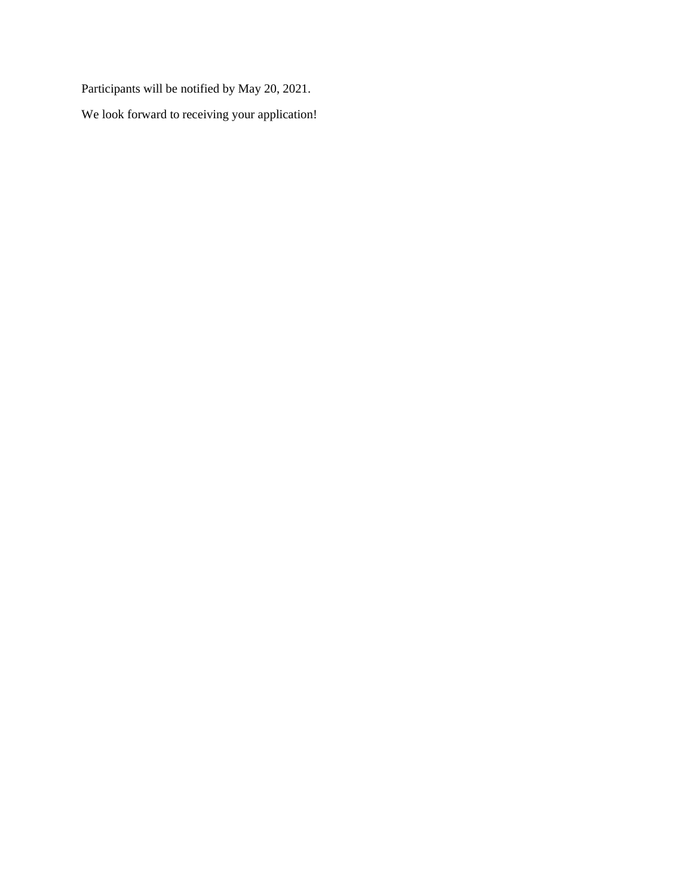Participants will be notified by May 20, 2021.

We look forward to receiving your application!